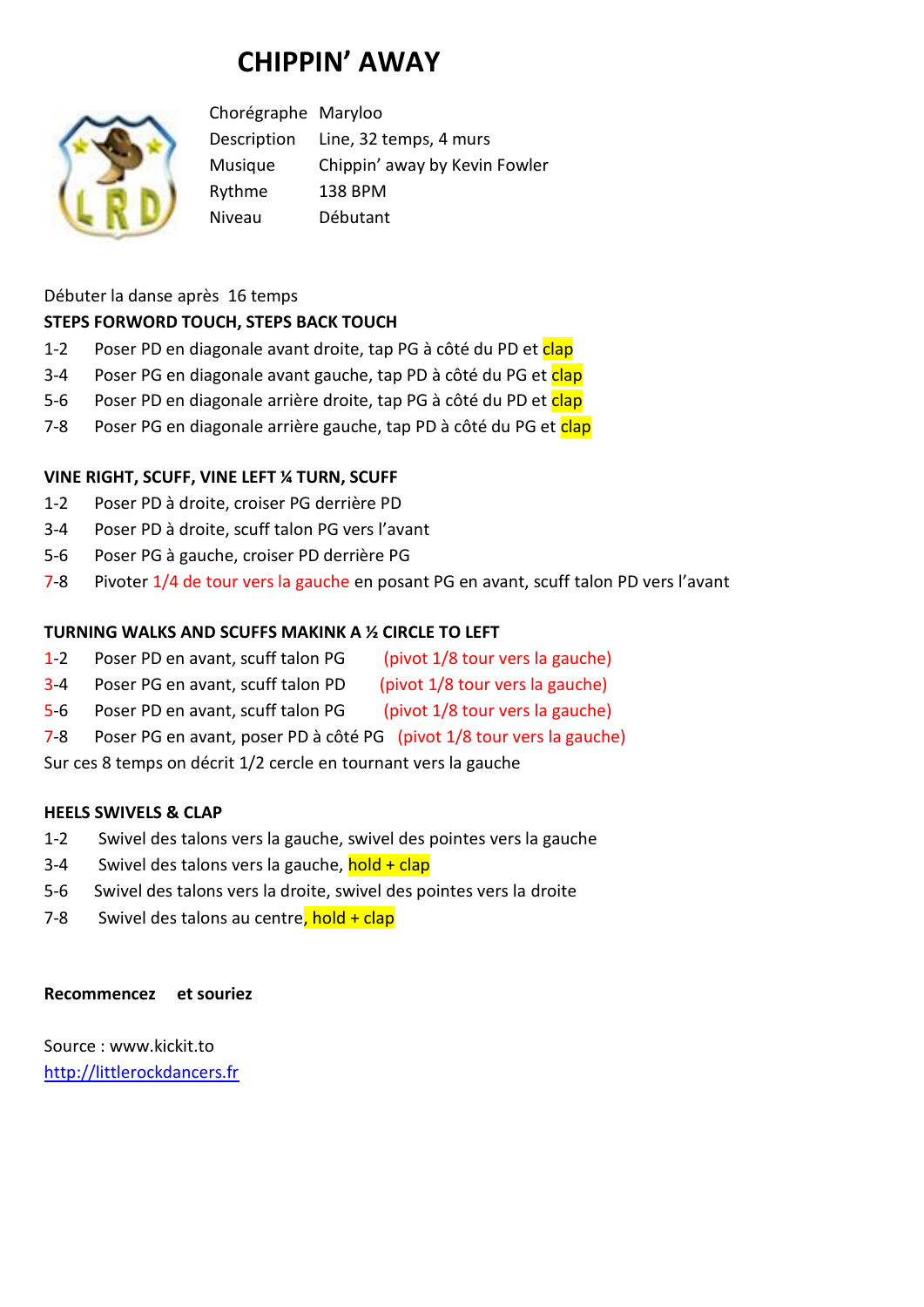# CHIPPIN' AWAY

| | |
|---|---|
| Chorégraphe | Maryloo |
| Description | Line, 32 temps, 4 murs |
| Musique | Chippin' away by Kevin Fowler |
| Rythme | 138 BPM |
| Niveau | Débutant |

Débuter la danse après 16 temps

**STEPS FORWORD TOUCH, STEPS BACK TOUCH**

1-2 Poser PD en diagonale avant droite, tap PG à côté du PD et clap
3-4 Poser PG en diagonale avant gauche, tap PD à côté du PG et clap
5-6 Poser PD en diagonale arrière droite, tap PG à côté du PD et clap
7-8 Poser PG en diagonale arrière gauche, tap PD à côté du PG et clap

**VINE RIGHT, SCUFF, VINE LEFT ¼ TURN, SCUFF**

1-2 Poser PD à droite, croiser PG derrière PD
3-4 Poser PD à droite, scuff talon PG vers l'avant
5-6 Poser PG à gauche, croiser PD derrière PG
7-8 Pivoter 1/4 de tour vers la gauche en posant PG en avant, scuff talon PD vers l'avant

**TURNING WALKS AND SCUFFS MAKINK A ½ CIRCLE TO LEFT**

1-2 Poser PD en avant, scuff talon PG (pivot 1/8 tour vers la gauche)
3-4 Poser PG en avant, scuff talon PD (pivot 1/8 tour vers la gauche)
5-6 Poser PD en avant, scuff talon PG (pivot 1/8 tour vers la gauche)
7-8 Poser PG en avant, poser PD à côté PG (pivot 1/8 tour vers la gauche)
Sur ces 8 temps on décrit 1/2 cercle en tournant vers la gauche

**HEELS SWIVELS & CLAP**

1-2 Swivel des talons vers la gauche, swivel des pointes vers la gauche
3-4 Swivel des talons vers la gauche, hold + clap
5-6 Swivel des talons vers la droite, swivel des pointes vers la droite
7-8 Swivel des talons au centre, hold + clap

**Recommencez et souriez**

Source : www.kickit.to
http://littlerockdancers.fr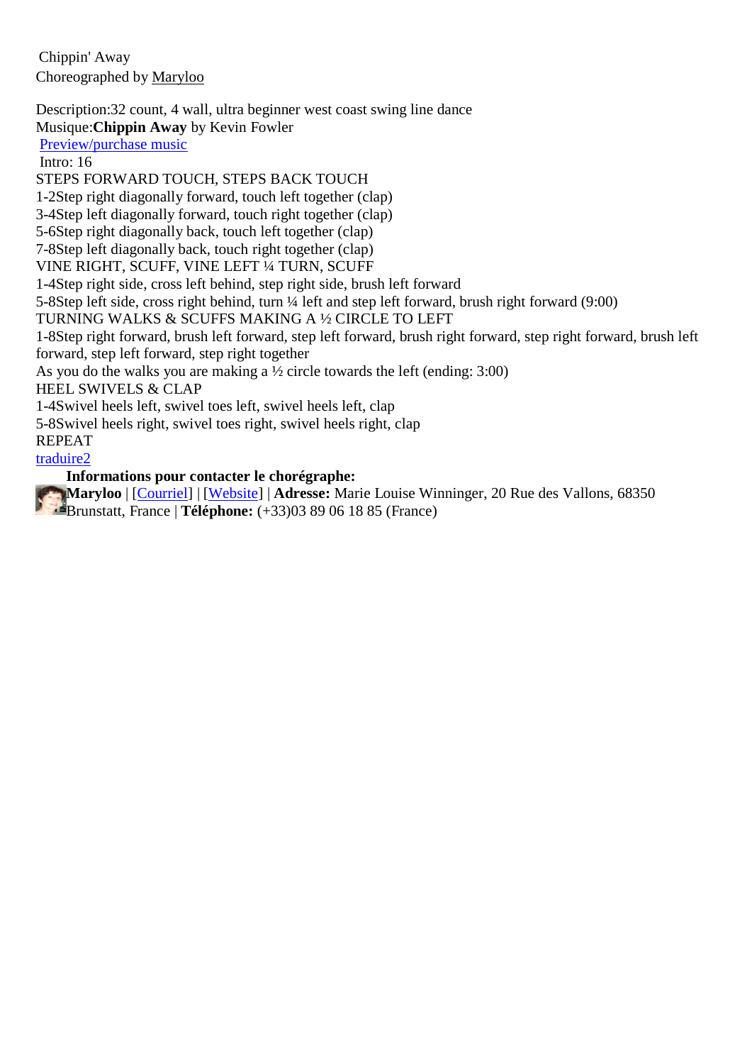Chippin' Away

Choreographed by Maryloo

Description:32 count, 4 wall, ultra beginner west coast swing line dance

Musique:**Chippin Away** by Kevin Fowler

Preview/purchase music

Intro: 16

STEPS FORWARD TOUCH, STEPS BACK TOUCH

1-2Step right diagonally forward, touch left together (clap)

3-4Step left diagonally forward, touch right together (clap)

5-6Step right diagonally back, touch left together (clap)

7-8Step left diagonally back, touch right together (clap)

VINE RIGHT, SCUFF, VINE LEFT ¼ TURN, SCUFF

1-4Step right side, cross left behind, step right side, brush left forward

5-8Step left side, cross right behind, turn ¼ left and step left forward, brush right forward (9:00)

TURNING WALKS & SCUFFS MAKING A ½ CIRCLE TO LEFT

1-8Step right forward, brush left forward, step left forward, brush right forward, step right forward, brush left forward, step left forward, step right together

As you do the walks you are making a ½ circle towards the left (ending: 3:00)

HEEL SWIVELS & CLAP

1-4Swivel heels left, swivel toes left, swivel heels left, clap

5-8Swivel heels right, swivel toes right, swivel heels right, clap

REPEAT

traduire2

**Informations pour contacter le chorégraphe:**

**Maryloo** | [Courriel] | [Website] | **Adresse:** Marie Louise Winninger, 20 Rue des Vallons, 68350 Brunstatt, France | **Téléphone:** (+33)03 89 06 18 85 (France)